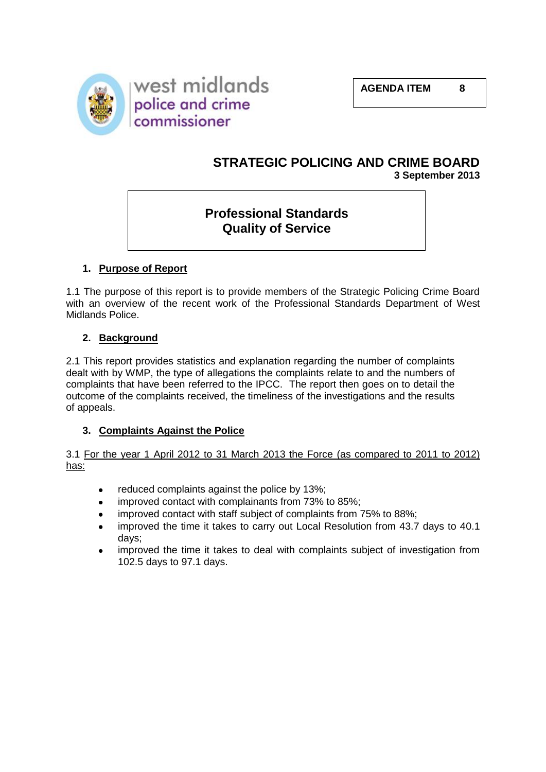west midlands
police and crime
commissioner

**AGENDA ITEM 8**

# STRATEGIC POLICING AND CRIME BOARD

**3 September 2013**

## Professional Standards Quality of Service

### 1. <u>Purpose of Report</u>

1.1 The purpose of this report is to provide members of the Strategic Policing Crime Board with an overview of the recent work of the Professional Standards Department of West Midlands Police.

### 2. <u>Background</u>

2.1 This report provides statistics and explanation regarding the number of complaints dealt with by WMP, the type of allegations the complaints relate to and the numbers of complaints that have been referred to the IPCC. The report then goes on to detail the outcome of the complaints received, the timeliness of the investigations and the results of appeals.

### 3. <u>Complaints Against the Police</u>

3.1 <u>For the year 1 April 2012 to 31 March 2013 the Force (as compared to 2011 to 2012) has:</u>

- reduced complaints against the police by 13%;
- improved contact with complainants from 73% to 85%;
- improved contact with staff subject of complaints from 75% to 88%;
- improved the time it takes to carry out Local Resolution from 43.7 days to 40.1 days;
- improved the time it takes to deal with complaints subject of investigation from 102.5 days to 97.1 days.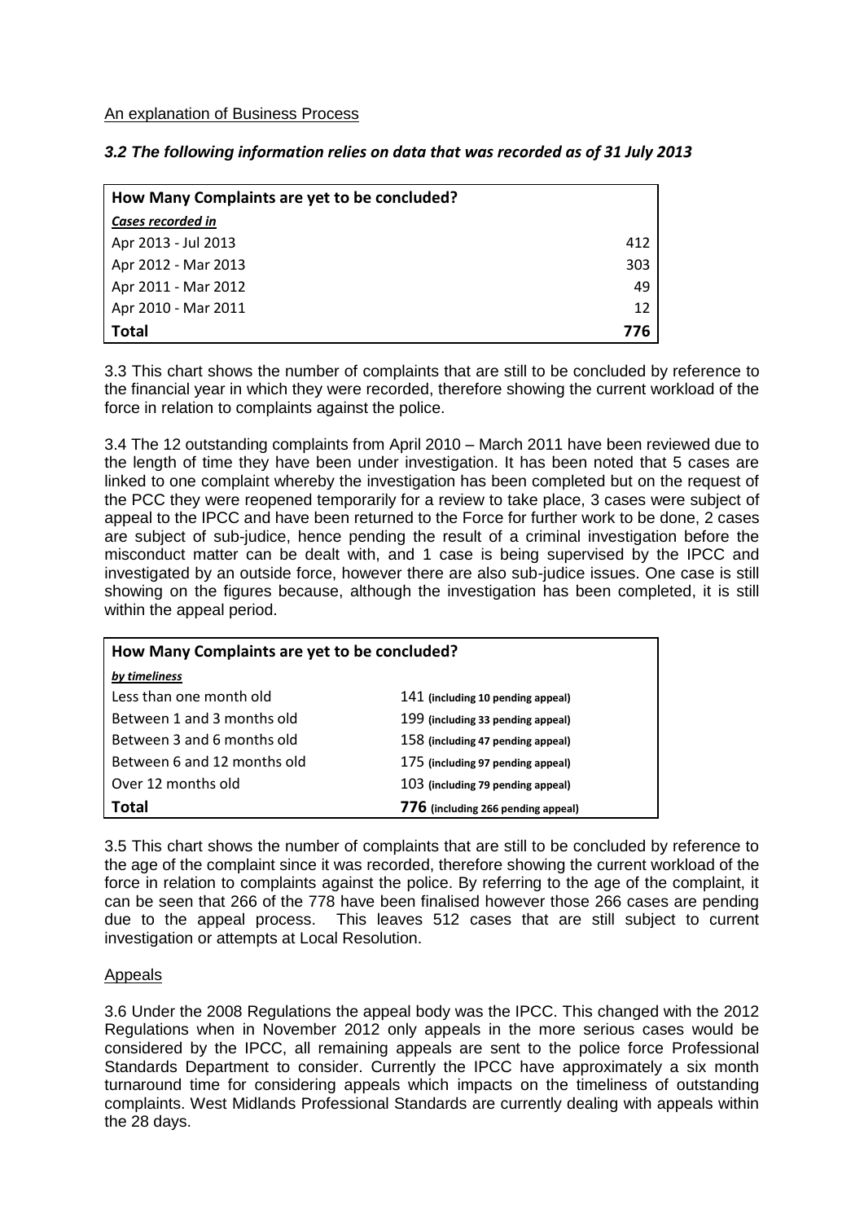An explanation of Business Process

***3.2 The following information relies on data that was recorded as of 31 July 2013***

| **How Many Complaints are yet to be concluded?** | |
|---|---|
| ***Cases recorded in*** | |
| Apr 2013 - Jul 2013 | 412 |
| Apr 2012 - Mar 2013 | 303 |
| Apr 2011 - Mar 2012 | 49 |
| Apr 2010 - Mar 2011 | 12 |
| **Total** | **776** |

3.3 This chart shows the number of complaints that are still to be concluded by reference to the financial year in which they were recorded, therefore showing the current workload of the force in relation to complaints against the police.

3.4 The 12 outstanding complaints from April 2010 – March 2011 have been reviewed due to the length of time they have been under investigation. It has been noted that 5 cases are linked to one complaint whereby the investigation has been completed but on the request of the PCC they were reopened temporarily for a review to take place, 3 cases were subject of appeal to the IPCC and have been returned to the Force for further work to be done, 2 cases are subject of sub-judice, hence pending the result of a criminal investigation before the misconduct matter can be dealt with, and 1 case is being supervised by the IPCC and investigated by an outside force, however there are also sub-judice issues. One case is still showing on the figures because, although the investigation has been completed, it is still within the appeal period.

| **How Many Complaints are yet to be concluded?** | |
|---|---|
| ***by timeliness*** | |
| Less than one month old | 141 **(including 10 pending appeal)** |
| Between 1 and 3 months old | 199 **(including 33 pending appeal)** |
| Between 3 and 6 months old | 158 **(including 47 pending appeal)** |
| Between 6 and 12 months old | 175 **(including 97 pending appeal)** |
| Over 12 months old | 103 **(including 79 pending appeal)** |
| **Total** | **776 (including 266 pending appeal)** |

3.5 This chart shows the number of complaints that are still to be concluded by reference to the age of the complaint since it was recorded, therefore showing the current workload of the force in relation to complaints against the police. By referring to the age of the complaint, it can be seen that 266 of the 778 have been finalised however those 266 cases are pending due to the appeal process. This leaves 512 cases that are still subject to current investigation or attempts at Local Resolution.

Appeals

3.6 Under the 2008 Regulations the appeal body was the IPCC. This changed with the 2012 Regulations when in November 2012 only appeals in the more serious cases would be considered by the IPCC, all remaining appeals are sent to the police force Professional Standards Department to consider. Currently the IPCC have approximately a six month turnaround time for considering appeals which impacts on the timeliness of outstanding complaints. West Midlands Professional Standards are currently dealing with appeals within the 28 days.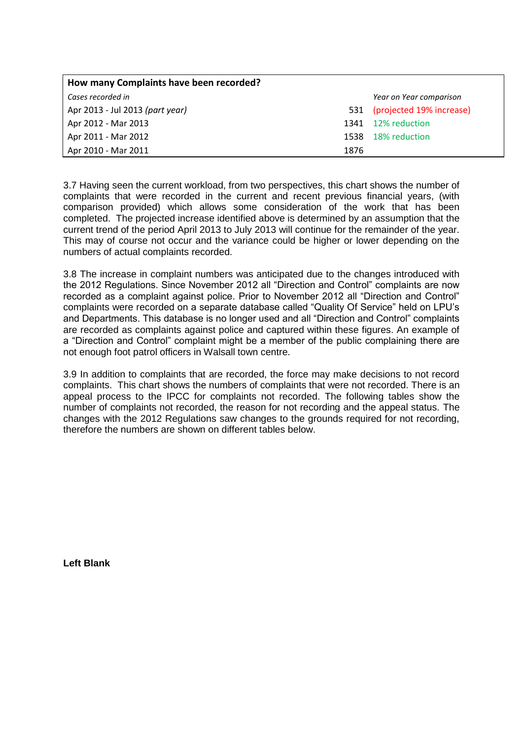| How many Complaints have been recorded? | | |
|---|---|---|
| *Cases recorded in* | | *Year on Year comparison* |
| Apr 2013 - Jul 2013 *(part year)* | 531 | (projected 19% increase) |
| Apr 2012 - Mar 2013 | 1341 | 12% reduction |
| Apr 2011 - Mar 2012 | 1538 | 18% reduction |
| Apr 2010 - Mar 2011 | 1876 | |

3.7 Having seen the current workload, from two perspectives, this chart shows the number of complaints that were recorded in the current and recent previous financial years, (with comparison provided) which allows some consideration of the work that has been completed. The projected increase identified above is determined by an assumption that the current trend of the period April 2013 to July 2013 will continue for the remainder of the year. This may of course not occur and the variance could be higher or lower depending on the numbers of actual complaints recorded.

3.8 The increase in complaint numbers was anticipated due to the changes introduced with the 2012 Regulations. Since November 2012 all "Direction and Control" complaints are now recorded as a complaint against police. Prior to November 2012 all "Direction and Control" complaints were recorded on a separate database called "Quality Of Service" held on LPU's and Departments. This database is no longer used and all "Direction and Control" complaints are recorded as complaints against police and captured within these figures. An example of a "Direction and Control" complaint might be a member of the public complaining there are not enough foot patrol officers in Walsall town centre.

3.9 In addition to complaints that are recorded, the force may make decisions to not record complaints. This chart shows the numbers of complaints that were not recorded. There is an appeal process to the IPCC for complaints not recorded. The following tables show the number of complaints not recorded, the reason for not recording and the appeal status. The changes with the 2012 Regulations saw changes to the grounds required for not recording, therefore the numbers are shown on different tables below.

**Left Blank**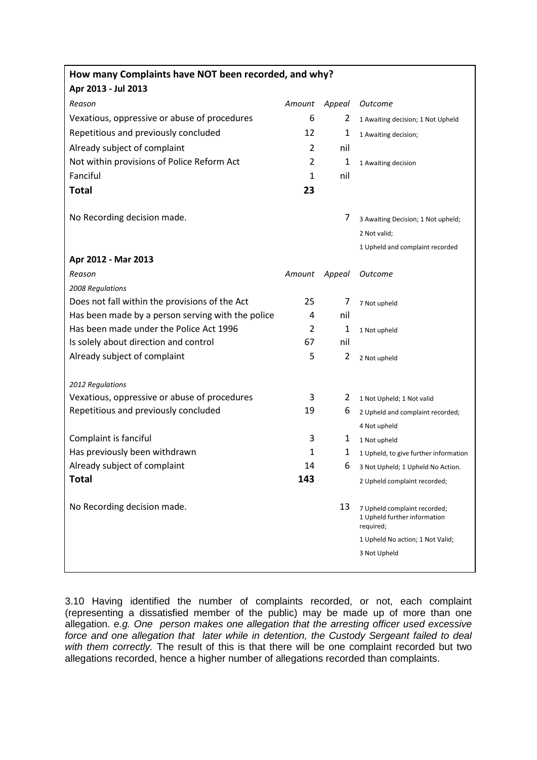| **How many Complaints have NOT been recorded, and why?** | | | |
|---|---|---|---|
| **Apr 2013 - Jul 2013** | | | |
| *Reason* | *Amount* | *Appeal* | *Outcome* |
| Vexatious, oppressive or abuse of procedures | 6 | 2 | 1 Awaiting decision; 1 Not Upheld |
| Repetitious and previously concluded | 12 | 1 | 1 Awaiting decision; |
| Already subject of complaint | 2 | nil | |
| Not within provisions of Police Reform Act | 2 | 1 | 1 Awaiting decision |
| Fanciful | 1 | nil | |
| **Total** | **23** | | |
| No Recording decision made. | | 7 | 3 Awaiting Decision; 1 Not upheld; 2 Not valid; 1 Upheld and complaint recorded |
| **Apr 2012 - Mar 2013** | | | |
| *Reason* | *Amount* | *Appeal* | *Outcome* |
| *2008 Regulations* | | | |
| Does not fall within the provisions of the Act | 25 | 7 | 7 Not upheld |
| Has been made by a person serving with the police | 4 | nil | |
| Has been made under the Police Act 1996 | 2 | 1 | 1 Not upheld |
| Is solely about direction and control | 67 | nil | |
| Already subject of complaint | 5 | 2 | 2 Not upheld |
| *2012 Regulations* | | | |
| Vexatious, oppressive or abuse of procedures | 3 | 2 | 1 Not Upheld; 1 Not valid |
| Repetitious and previously concluded | 19 | 6 | 2 Upheld and complaint recorded; 4 Not upheld |
| Complaint is fanciful | 3 | 1 | 1 Not upheld |
| Has previously been withdrawn | 1 | 1 | 1 Upheld, to give further information |
| Already subject of complaint | 14 | 6 | 3 Not Upheld; 1 Upheld No Action. 2 Upheld complaint recorded; |
| **Total** | **143** | | |
| No Recording decision made. | | 13 | 7 Upheld complaint recorded; 1 Upheld further information required; 1 Upheld No action; 1 Not Valid; 3 Not Upheld |

3.10 Having identified the number of complaints recorded, or not, each complaint (representing a dissatisfied member of the public) may be made up of more than one allegation. *e.g. One person makes one allegation that the arresting officer used excessive force and one allegation that later while in detention, the Custody Sergeant failed to deal with them correctly.* The result of this is that there will be one complaint recorded but two allegations recorded, hence a higher number of allegations recorded than complaints.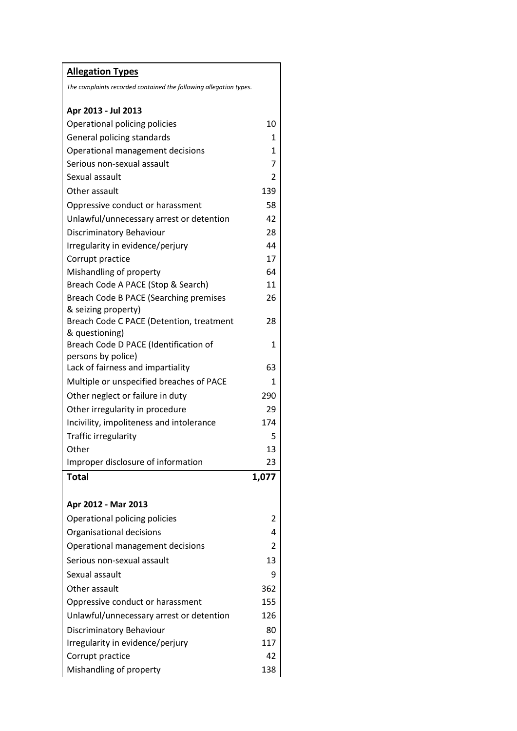**Allegation Types**

*The complaints recorded contained the following allegation types.*

| Apr 2013 - Jul 2013 | |
|---|---|
| Operational policing policies | 10 |
| General policing standards | 1 |
| Operational management decisions | 1 |
| Serious non-sexual assault | 7 |
| Sexual assault | 2 |
| Other assault | 139 |
| Oppressive conduct or harassment | 58 |
| Unlawful/unnecessary arrest or detention | 42 |
| Discriminatory Behaviour | 28 |
| Irregularity in evidence/perjury | 44 |
| Corrupt practice | 17 |
| Mishandling of property | 64 |
| Breach Code A PACE (Stop & Search) | 11 |
| Breach Code B PACE (Searching premises & seizing property) | 26 |
| Breach Code C PACE (Detention, treatment & questioning) | 28 |
| Breach Code D PACE (Identification of persons by police) | 1 |
| Lack of fairness and impartiality | 63 |
| Multiple or unspecified breaches of PACE | 1 |
| Other neglect or failure in duty | 290 |
| Other irregularity in procedure | 29 |
| Incivility, impoliteness and intolerance | 174 |
| Traffic irregularity | 5 |
| Other | 13 |
| Improper disclosure of information | 23 |
| **Total** | **1,077** |

| Apr 2012 - Mar 2013 | |
|---|---|
| Operational policing policies | 2 |
| Organisational decisions | 4 |
| Operational management decisions | 2 |
| Serious non-sexual assault | 13 |
| Sexual assault | 9 |
| Other assault | 362 |
| Oppressive conduct or harassment | 155 |
| Unlawful/unnecessary arrest or detention | 126 |
| Discriminatory Behaviour | 80 |
| Irregularity in evidence/perjury | 117 |
| Corrupt practice | 42 |
| Mishandling of property | 138 |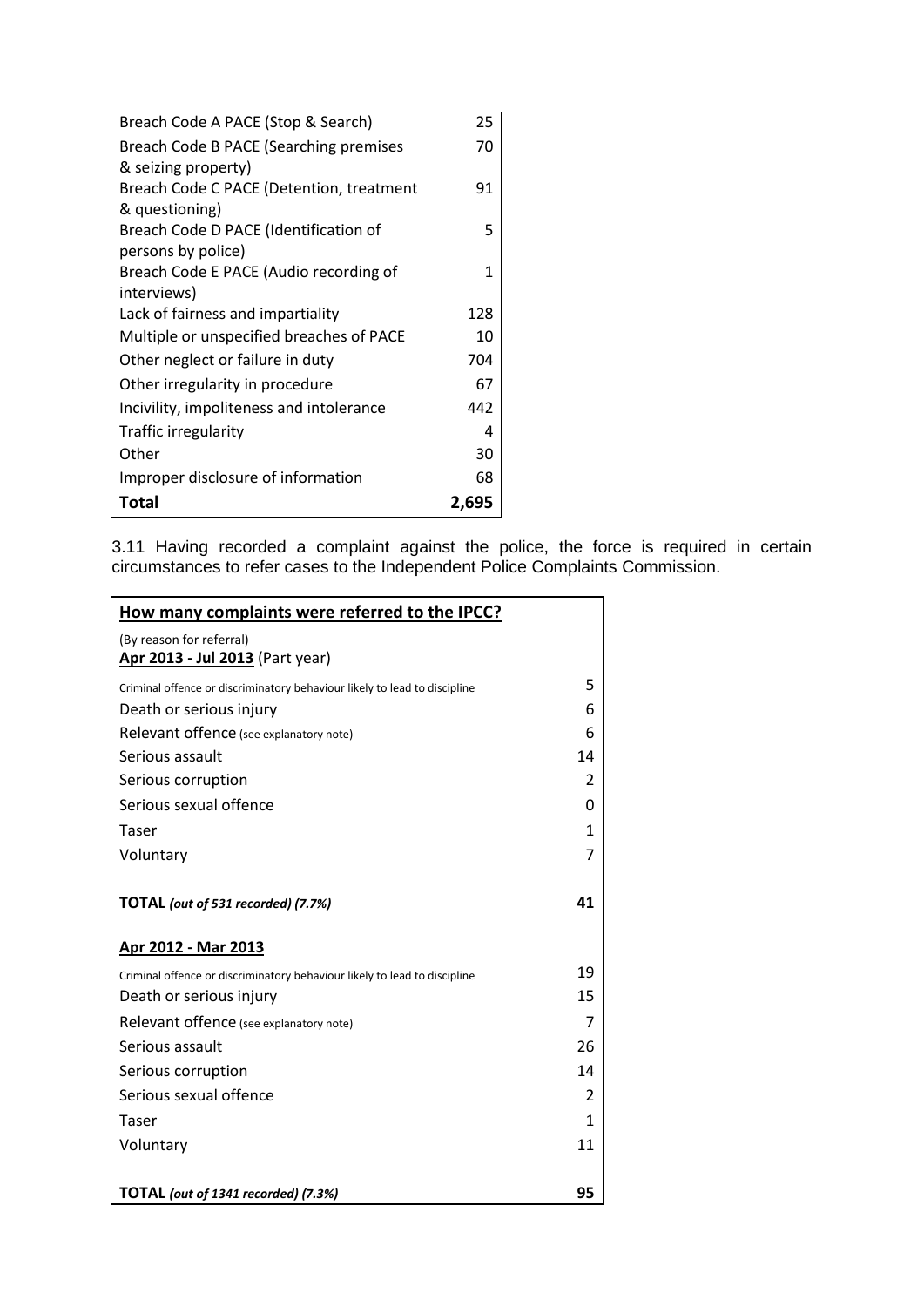| | |
|---|---|
| Breach Code A PACE (Stop & Search) | 25 |
| Breach Code B PACE (Searching premises & seizing property) | 70 |
| Breach Code C PACE (Detention, treatment & questioning) | 91 |
| Breach Code D PACE (Identification of persons by police) | 5 |
| Breach Code E PACE (Audio recording of interviews) | 1 |
| Lack of fairness and impartiality | 128 |
| Multiple or unspecified breaches of PACE | 10 |
| Other neglect or failure in duty | 704 |
| Other irregularity in procedure | 67 |
| Incivility, impoliteness and intolerance | 442 |
| Traffic irregularity | 4 |
| Other | 30 |
| Improper disclosure of information | 68 |
| **Total** | **2,695** |

3.11 Having recorded a complaint against the police, the force is required in certain circumstances to refer cases to the Independent Police Complaints Commission.

| **How many complaints were referred to the IPCC?** | |
|---|---|
| (By reason for referral) **Apr 2013 - Jul 2013** (Part year) | |
| Criminal offence or discriminatory behaviour likely to lead to discipline | 5 |
| Death or serious injury | 6 |
| Relevant offence (see explanatory note) | 6 |
| Serious assault | 14 |
| Serious corruption | 2 |
| Serious sexual offence | 0 |
| Taser | 1 |
| Voluntary | 7 |
| **TOTAL** *(out of 531 recorded) (7.7%)* | **41** |
| **Apr 2012 - Mar 2013** | |
| Criminal offence or discriminatory behaviour likely to lead to discipline | 19 |
| Death or serious injury | 15 |
| Relevant offence (see explanatory note) | 7 |
| Serious assault | 26 |
| Serious corruption | 14 |
| Serious sexual offence | 2 |
| Taser | 1 |
| Voluntary | 11 |
| **TOTAL** *(out of 1341 recorded) (7.3%)* | **95** |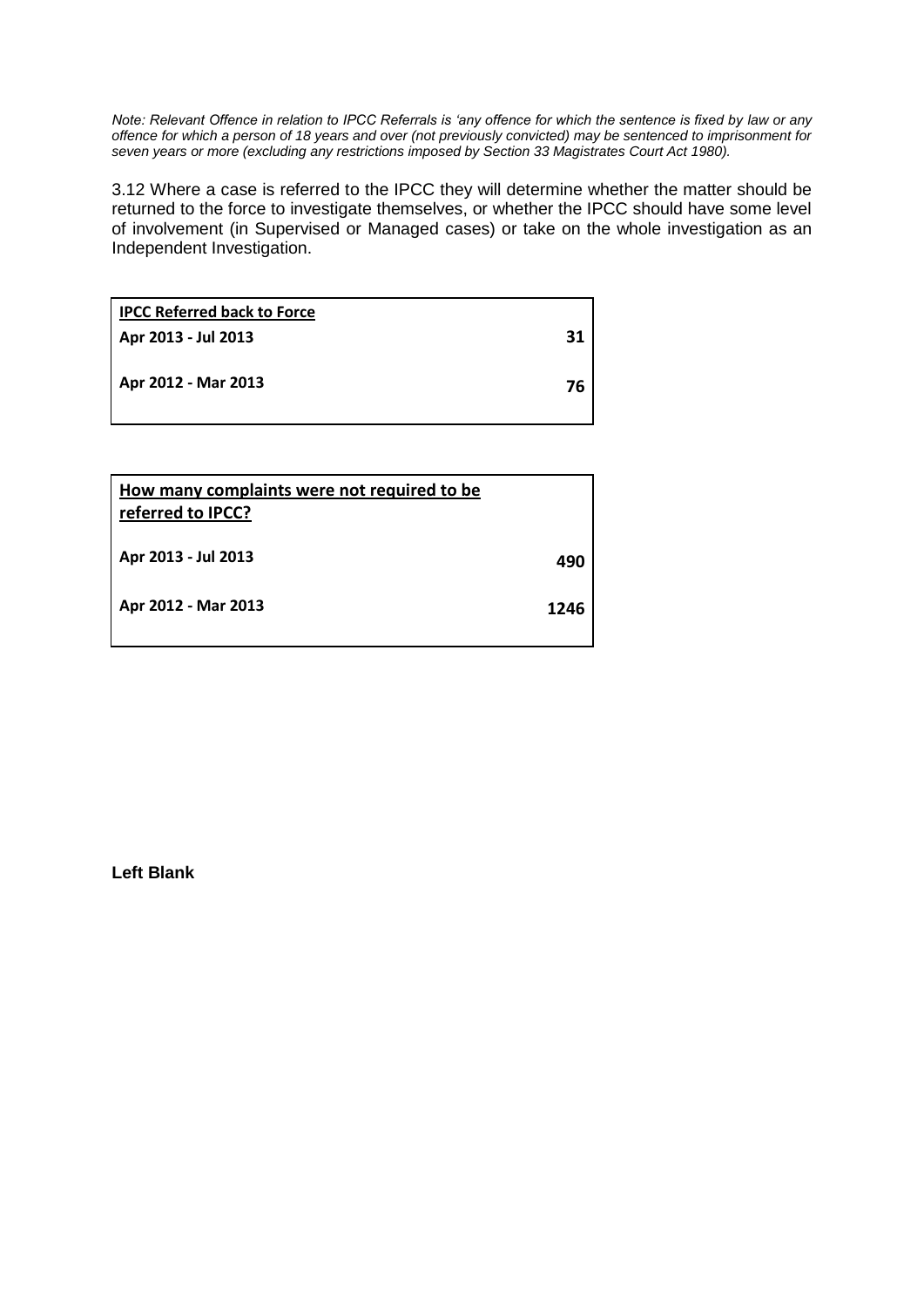*Note: Relevant Offence in relation to IPCC Referrals is 'any offence for which the sentence is fixed by law or any offence for which a person of 18 years and over (not previously convicted) may be sentenced to imprisonment for seven years or more (excluding any restrictions imposed by Section 33 Magistrates Court Act 1980).*

3.12 Where a case is referred to the IPCC they will determine whether the matter should be returned to the force to investigate themselves, or whether the IPCC should have some level of involvement (in Supervised or Managed cases) or take on the whole investigation as an Independent Investigation.

| **IPCC Referred back to Force** | |
|---|---|
| **Apr 2013 - Jul 2013** | **31** |
| **Apr 2012 - Mar 2013** | **76** |

| **How many complaints were not required to be referred to IPCC?** | |
|---|---|
| **Apr 2013 - Jul 2013** | **490** |
| **Apr 2012 - Mar 2013** | **1246** |

**Left Blank**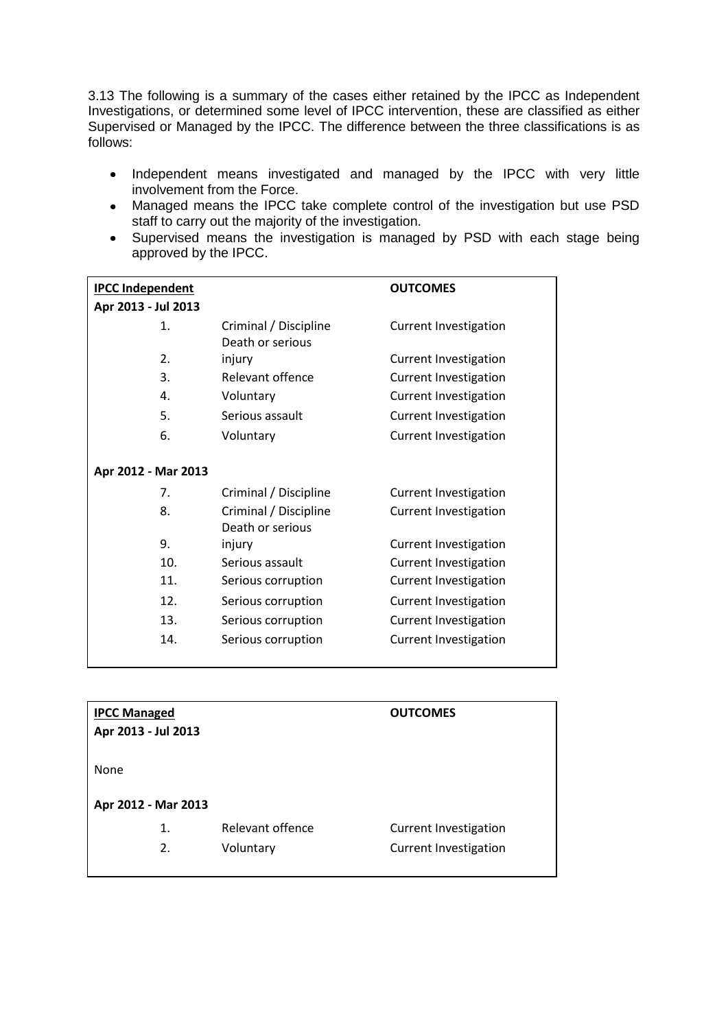3.13 The following is a summary of the cases either retained by the IPCC as Independent Investigations, or determined some level of IPCC intervention, these are classified as either Supervised or Managed by the IPCC. The difference between the three classifications is as follows:

- Independent means investigated and managed by the IPCC with very little involvement from the Force.
- Managed means the IPCC take complete control of the investigation but use PSD staff to carry out the majority of the investigation.
- Supervised means the investigation is managed by PSD with each stage being approved by the IPCC.

| **IPCC Independent** | | **OUTCOMES** |
|---|---|---|
| **Apr 2013 - Jul 2013** | | |
| 1. | Criminal / Discipline | Current Investigation |
| 2. | Death or serious injury | Current Investigation |
| 3. | Relevant offence | Current Investigation |
| 4. | Voluntary | Current Investigation |
| 5. | Serious assault | Current Investigation |
| 6. | Voluntary | Current Investigation |
| **Apr 2012 - Mar 2013** | | |
| 7. | Criminal / Discipline | Current Investigation |
| 8. | Criminal / Discipline | Current Investigation |
| 9. | Death or serious injury | Current Investigation |
| 10. | Serious assault | Current Investigation |
| 11. | Serious corruption | Current Investigation |
| 12. | Serious corruption | Current Investigation |
| 13. | Serious corruption | Current Investigation |
| 14. | Serious corruption | Current Investigation |

| **IPCC Managed** | | **OUTCOMES** |
|---|---|---|
| **Apr 2013 - Jul 2013** | | |
| None | | |
| **Apr 2012 - Mar 2013** | | |
| 1. | Relevant offence | Current Investigation |
| 2. | Voluntary | Current Investigation |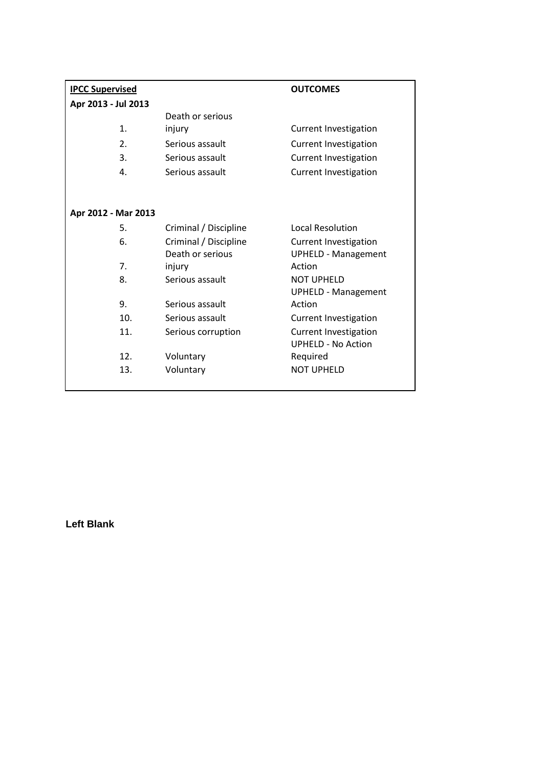| **IPCC Supervised** | | **OUTCOMES** |
|---|---|---|
| **Apr 2013 - Jul 2013** | | |
| 1. | Death or serious injury | Current Investigation |
| 2. | Serious assault | Current Investigation |
| 3. | Serious assault | Current Investigation |
| 4. | Serious assault | Current Investigation |
| **Apr 2012 - Mar 2013** | | |
| 5. | Criminal / Discipline | Local Resolution |
| 6. | Criminal / Discipline | Current Investigation |
| 7. | Death or serious injury | UPHELD - Management Action |
| 8. | Serious assault | NOT UPHELD |
| 9. | Serious assault | UPHELD - Management Action |
| 10. | Serious assault | Current Investigation |
| 11. | Serious corruption | Current Investigation |
| 12. | Voluntary | UPHELD - No Action Required |
| 13. | Voluntary | NOT UPHELD |

**Left Blank**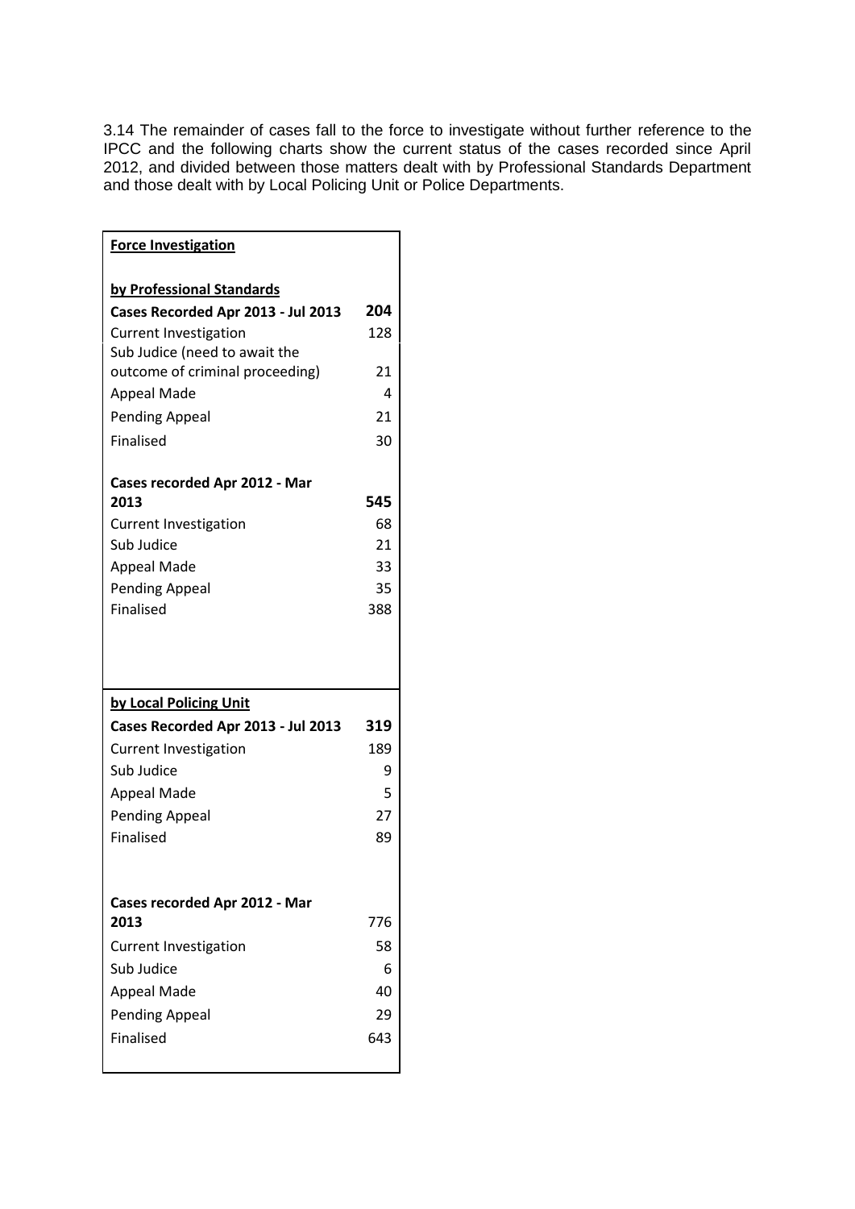3.14 The remainder of cases fall to the force to investigate without further reference to the IPCC and the following charts show the current status of the cases recorded since April 2012, and divided between those matters dealt with by Professional Standards Department and those dealt with by Local Policing Unit or Police Departments.

| **Force Investigation** | |
|---|---|
| **by Professional Standards** | |
| **Cases Recorded Apr 2013 - Jul 2013** | **204** |
| Current Investigation | 128 |
| Sub Judice (need to await the outcome of criminal proceeding) | 21 |
| Appeal Made | 4 |
| Pending Appeal | 21 |
| Finalised | 30 |
| **Cases recorded Apr 2012 - Mar 2013** | **545** |
| Current Investigation | 68 |
| Sub Judice | 21 |
| Appeal Made | 33 |
| Pending Appeal | 35 |
| Finalised | 388 |
| **by Local Policing Unit** | |
| **Cases Recorded Apr 2013 - Jul 2013** | **319** |
| Current Investigation | 189 |
| Sub Judice | 9 |
| Appeal Made | 5 |
| Pending Appeal | 27 |
| Finalised | 89 |
| **Cases recorded Apr 2012 - Mar 2013** | 776 |
| Current Investigation | 58 |
| Sub Judice | 6 |
| Appeal Made | 40 |
| Pending Appeal | 29 |
| Finalised | 643 |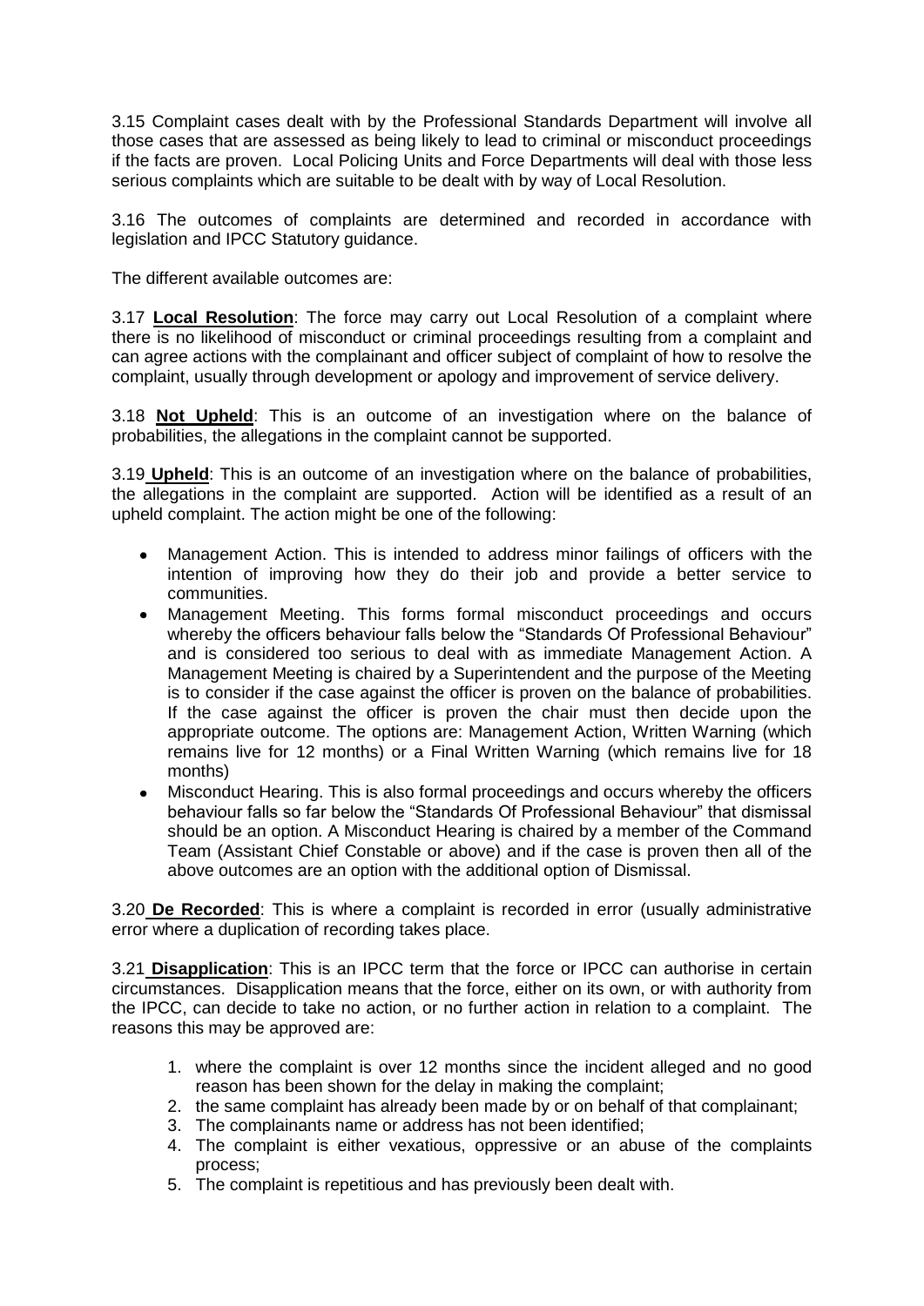3.15 Complaint cases dealt with by the Professional Standards Department will involve all those cases that are assessed as being likely to lead to criminal or misconduct proceedings if the facts are proven. Local Policing Units and Force Departments will deal with those less serious complaints which are suitable to be dealt with by way of Local Resolution.

3.16 The outcomes of complaints are determined and recorded in accordance with legislation and IPCC Statutory guidance.

The different available outcomes are:

3.17 **Local Resolution**: The force may carry out Local Resolution of a complaint where there is no likelihood of misconduct or criminal proceedings resulting from a complaint and can agree actions with the complainant and officer subject of complaint of how to resolve the complaint, usually through development or apology and improvement of service delivery.

3.18 **Not Upheld**: This is an outcome of an investigation where on the balance of probabilities, the allegations in the complaint cannot be supported.

3.19 **Upheld**: This is an outcome of an investigation where on the balance of probabilities, the allegations in the complaint are supported. Action will be identified as a result of an upheld complaint. The action might be one of the following:

- Management Action. This is intended to address minor failings of officers with the intention of improving how they do their job and provide a better service to communities.
- Management Meeting. This forms formal misconduct proceedings and occurs whereby the officers behaviour falls below the "Standards Of Professional Behaviour" and is considered too serious to deal with as immediate Management Action. A Management Meeting is chaired by a Superintendent and the purpose of the Meeting is to consider if the case against the officer is proven on the balance of probabilities. If the case against the officer is proven the chair must then decide upon the appropriate outcome. The options are: Management Action, Written Warning (which remains live for 12 months) or a Final Written Warning (which remains live for 18 months)
- Misconduct Hearing. This is also formal proceedings and occurs whereby the officers behaviour falls so far below the "Standards Of Professional Behaviour" that dismissal should be an option. A Misconduct Hearing is chaired by a member of the Command Team (Assistant Chief Constable or above) and if the case is proven then all of the above outcomes are an option with the additional option of Dismissal.

3.20 **De Recorded**: This is where a complaint is recorded in error (usually administrative error where a duplication of recording takes place.

3.21 **Disapplication**: This is an IPCC term that the force or IPCC can authorise in certain circumstances. Disapplication means that the force, either on its own, or with authority from the IPCC, can decide to take no action, or no further action in relation to a complaint. The reasons this may be approved are:

1. where the complaint is over 12 months since the incident alleged and no good reason has been shown for the delay in making the complaint;
2. the same complaint has already been made by or on behalf of that complainant;
3. The complainants name or address has not been identified;
4. The complaint is either vexatious, oppressive or an abuse of the complaints process;
5. The complaint is repetitious and has previously been dealt with.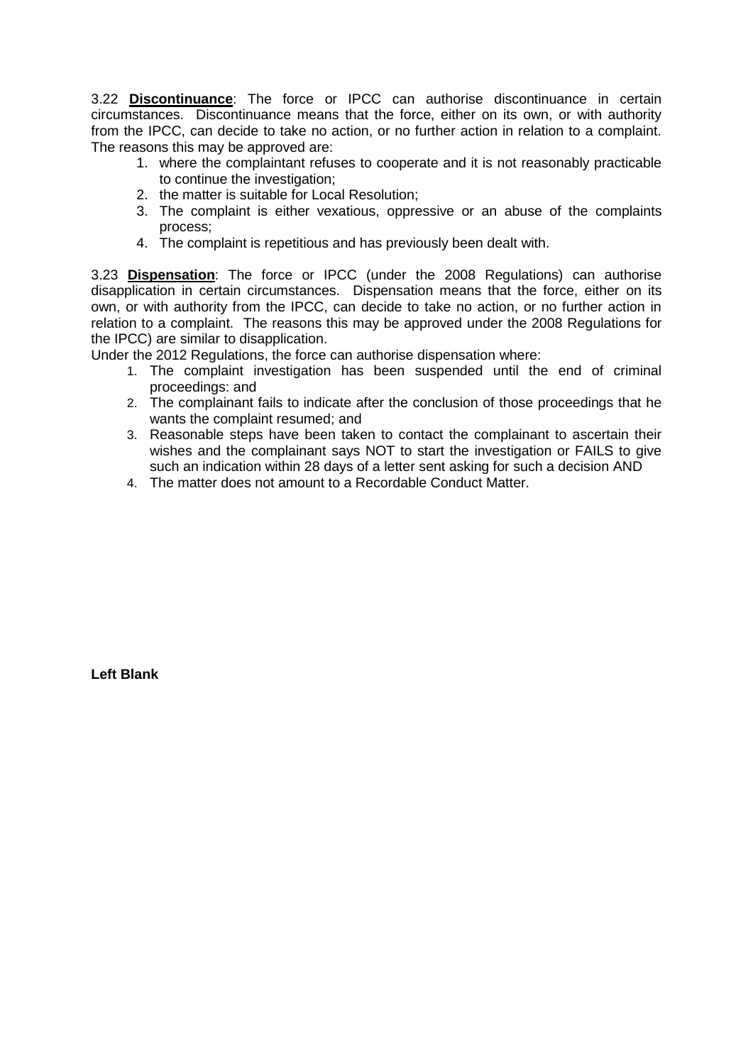3.22 **Discontinuance**: The force or IPCC can authorise discontinuance in certain circumstances. Discontinuance means that the force, either on its own, or with authority from the IPCC, can decide to take no action, or no further action in relation to a complaint. The reasons this may be approved are:

1. where the complaintant refuses to cooperate and it is not reasonably practicable to continue the investigation;
2. the matter is suitable for Local Resolution;
3. The complaint is either vexatious, oppressive or an abuse of the complaints process;
4. The complaint is repetitious and has previously been dealt with.

3.23 **Dispensation**: The force or IPCC (under the 2008 Regulations) can authorise disapplication in certain circumstances. Dispensation means that the force, either on its own, or with authority from the IPCC, can decide to take no action, or no further action in relation to a complaint. The reasons this may be approved under the 2008 Regulations for the IPCC) are similar to disapplication.

Under the 2012 Regulations, the force can authorise dispensation where:

1. The complaint investigation has been suspended until the end of criminal proceedings: and
2. The complainant fails to indicate after the conclusion of those proceedings that he wants the complaint resumed; and
3. Reasonable steps have been taken to contact the complainant to ascertain their wishes and the complainant says NOT to start the investigation or FAILS to give such an indication within 28 days of a letter sent asking for such a decision AND
4. The matter does not amount to a Recordable Conduct Matter.

**Left Blank**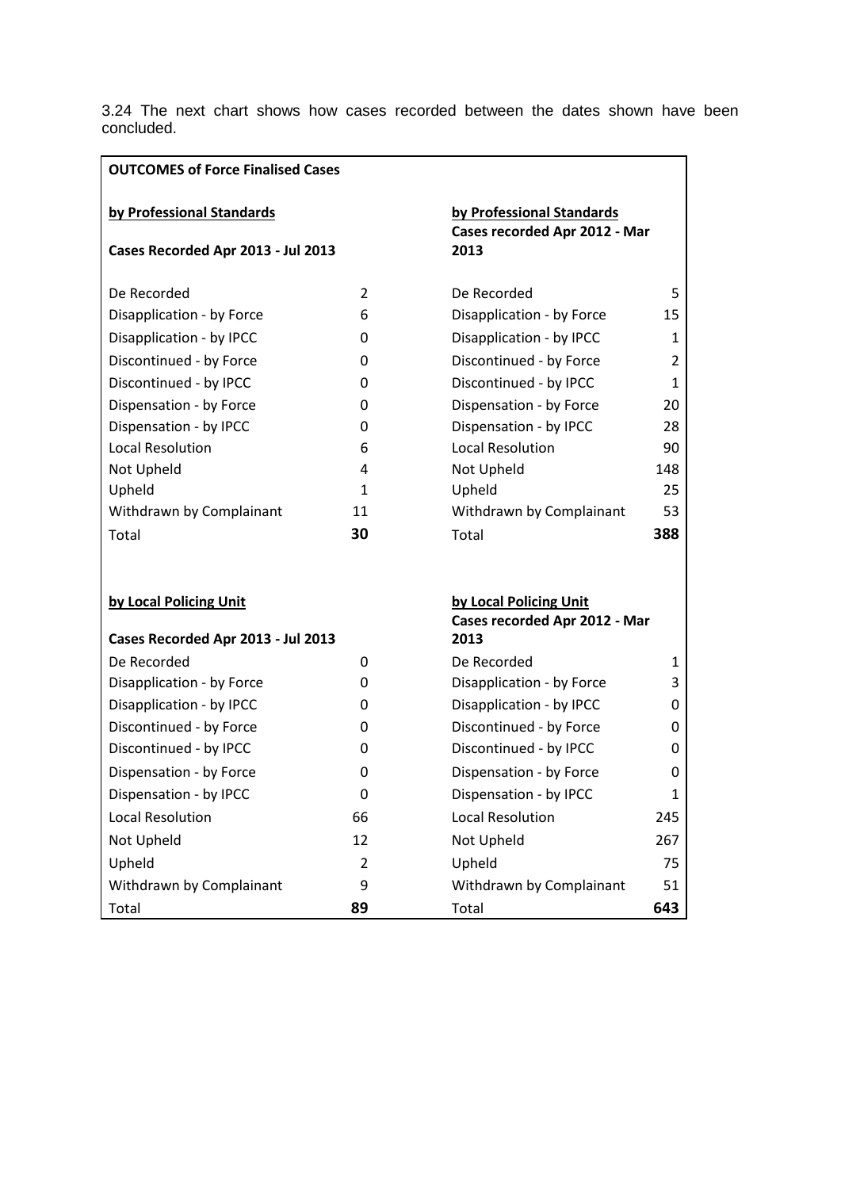3.24 The next chart shows how cases recorded between the dates shown have been concluded.

**OUTCOMES of Force Finalised Cases**

| **by Professional Standards**<br>**Cases Recorded Apr 2013 - Jul 2013** | | **by Professional Standards**<br>**Cases recorded Apr 2012 - Mar 2013** | |
|---|---|---|---|
| De Recorded | 2 | De Recorded | 5 |
| Disapplication - by Force | 6 | Disapplication - by Force | 15 |
| Disapplication - by IPCC | 0 | Disapplication - by IPCC | 1 |
| Discontinued - by Force | 0 | Discontinued - by Force | 2 |
| Discontinued - by IPCC | 0 | Discontinued - by IPCC | 1 |
| Dispensation - by Force | 0 | Dispensation - by Force | 20 |
| Dispensation - by IPCC | 0 | Dispensation - by IPCC | 28 |
| Local Resolution | 6 | Local Resolution | 90 |
| Not Upheld | 4 | Not Upheld | 148 |
| Upheld | 1 | Upheld | 25 |
| Withdrawn by Complainant | 11 | Withdrawn by Complainant | 53 |
| Total | **30** | Total | **388** |

| **by Local Policing Unit**<br>**Cases Recorded Apr 2013 - Jul 2013** | | **by Local Policing Unit**<br>**Cases recorded Apr 2012 - Mar 2013** | |
|---|---|---|---|
| De Recorded | 0 | De Recorded | 1 |
| Disapplication - by Force | 0 | Disapplication - by Force | 3 |
| Disapplication - by IPCC | 0 | Disapplication - by IPCC | 0 |
| Discontinued - by Force | 0 | Discontinued - by Force | 0 |
| Discontinued - by IPCC | 0 | Discontinued - by IPCC | 0 |
| Dispensation - by Force | 0 | Dispensation - by Force | 0 |
| Dispensation - by IPCC | 0 | Dispensation - by IPCC | 1 |
| Local Resolution | 66 | Local Resolution | 245 |
| Not Upheld | 12 | Not Upheld | 267 |
| Upheld | 2 | Upheld | 75 |
| Withdrawn by Complainant | 9 | Withdrawn by Complainant | 51 |
| Total | **89** | Total | **643** |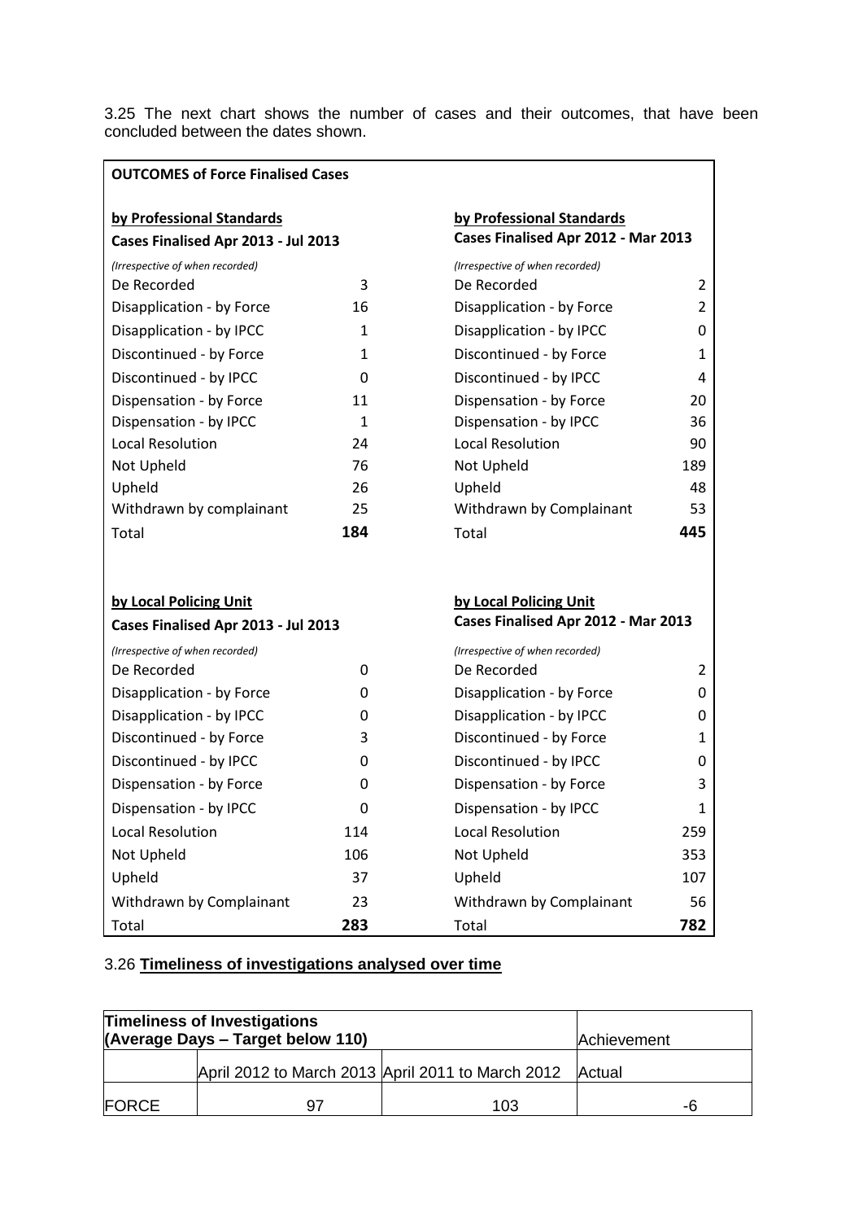3.25 The next chart shows the number of cases and their outcomes, that have been concluded between the dates shown.

**OUTCOMES of Force Finalised Cases**

| **by Professional Standards** | | **by Professional Standards** | |
|---|---|---|---|
| **Cases Finalised Apr 2013 - Jul 2013** | | **Cases Finalised Apr 2012 - Mar 2013** | |
| *(Irrespective of when recorded)* | | *(Irrespective of when recorded)* | |
| De Recorded | 3 | De Recorded | 2 |
| Disapplication - by Force | 16 | Disapplication - by Force | 2 |
| Disapplication - by IPCC | 1 | Disapplication - by IPCC | 0 |
| Discontinued - by Force | 1 | Discontinued - by Force | 1 |
| Discontinued - by IPCC | 0 | Discontinued - by IPCC | 4 |
| Dispensation - by Force | 11 | Dispensation - by Force | 20 |
| Dispensation - by IPCC | 1 | Dispensation - by IPCC | 36 |
| Local Resolution | 24 | Local Resolution | 90 |
| Not Upheld | 76 | Not Upheld | 189 |
| Upheld | 26 | Upheld | 48 |
| Withdrawn by complainant | 25 | Withdrawn by Complainant | 53 |
| Total | **184** | Total | **445** |

| **by Local Policing Unit** | | **by Local Policing Unit** | |
|---|---|---|---|
| **Cases Finalised Apr 2013 - Jul 2013** | | **Cases Finalised Apr 2012 - Mar 2013** | |
| *(Irrespective of when recorded)* | | *(Irrespective of when recorded)* | |
| De Recorded | 0 | De Recorded | 2 |
| Disapplication - by Force | 0 | Disapplication - by Force | 0 |
| Disapplication - by IPCC | 0 | Disapplication - by IPCC | 0 |
| Discontinued - by Force | 3 | Discontinued - by Force | 1 |
| Discontinued - by IPCC | 0 | Discontinued - by IPCC | 0 |
| Dispensation - by Force | 0 | Dispensation - by Force | 3 |
| Dispensation - by IPCC | 0 | Dispensation - by IPCC | 1 |
| Local Resolution | 114 | Local Resolution | 259 |
| Not Upheld | 106 | Not Upheld | 353 |
| Upheld | 37 | Upheld | 107 |
| Withdrawn by Complainant | 23 | Withdrawn by Complainant | 56 |
| Total | **283** | Total | **782** |

3.26 **Timeliness of investigations analysed over time**

| **Timeliness of Investigations (Average Days – Target below 110)** | | | Achievement |
|---|---|---|---|
| | April 2012 to March 2013 | April 2011 to March 2012 | Actual |
| FORCE | 97 | 103 | -6 |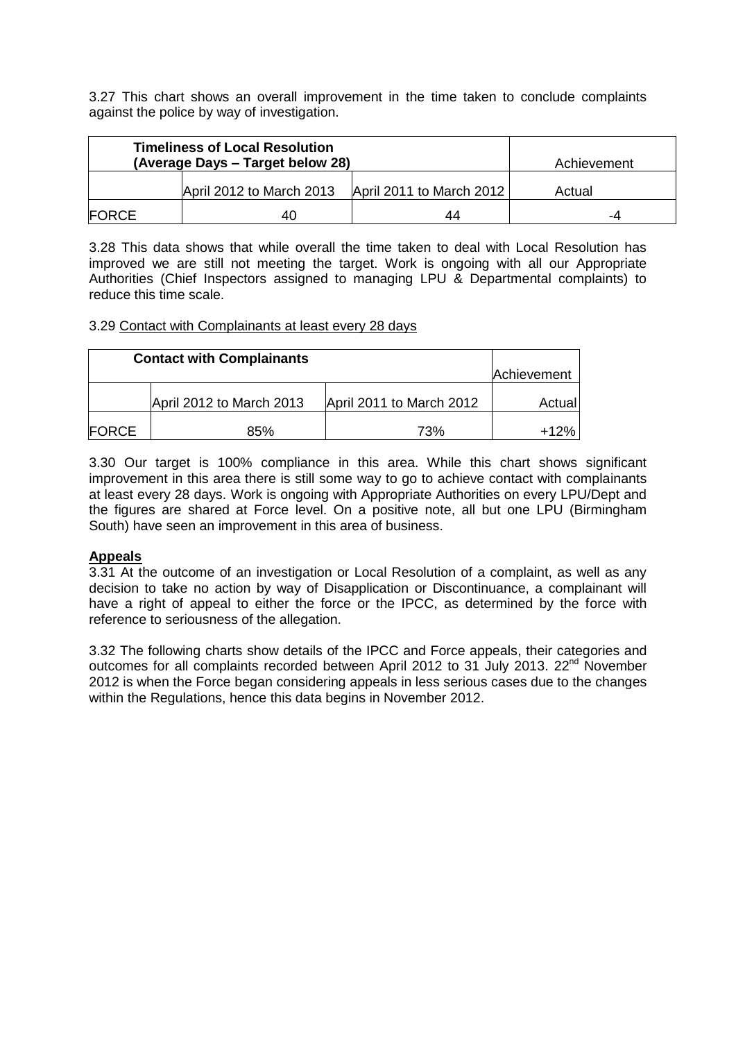3.27 This chart shows an overall improvement in the time taken to conclude complaints against the police by way of investigation.

| Timeliness of Local Resolution (Average Days – Target below 28) | | | Achievement |
|---|---|---|---|
| | April 2012 to March 2013 | April 2011 to March 2012 | Actual |
| FORCE | 40 | 44 | -4 |

3.28 This data shows that while overall the time taken to deal with Local Resolution has improved we are still not meeting the target. Work is ongoing with all our Appropriate Authorities (Chief Inspectors assigned to managing LPU & Departmental complaints) to reduce this time scale.

3.29 Contact with Complainants at least every 28 days

| Contact with Complainants | | | Achievement |
|---|---|---|---|
| | April 2012 to March 2013 | April 2011 to March 2012 | Actual |
| FORCE | 85% | 73% | +12% |

3.30 Our target is 100% compliance in this area. While this chart shows significant improvement in this area there is still some way to go to achieve contact with complainants at least every 28 days. Work is ongoing with Appropriate Authorities on every LPU/Dept and the figures are shared at Force level. On a positive note, all but one LPU (Birmingham South) have seen an improvement in this area of business.

**Appeals**

3.31 At the outcome of an investigation or Local Resolution of a complaint, as well as any decision to take no action by way of Disapplication or Discontinuance, a complainant will have a right of appeal to either the force or the IPCC, as determined by the force with reference to seriousness of the allegation.

3.32 The following charts show details of the IPCC and Force appeals, their categories and outcomes for all complaints recorded between April 2012 to 31 July 2013. 22nd November 2012 is when the Force began considering appeals in less serious cases due to the changes within the Regulations, hence this data begins in November 2012.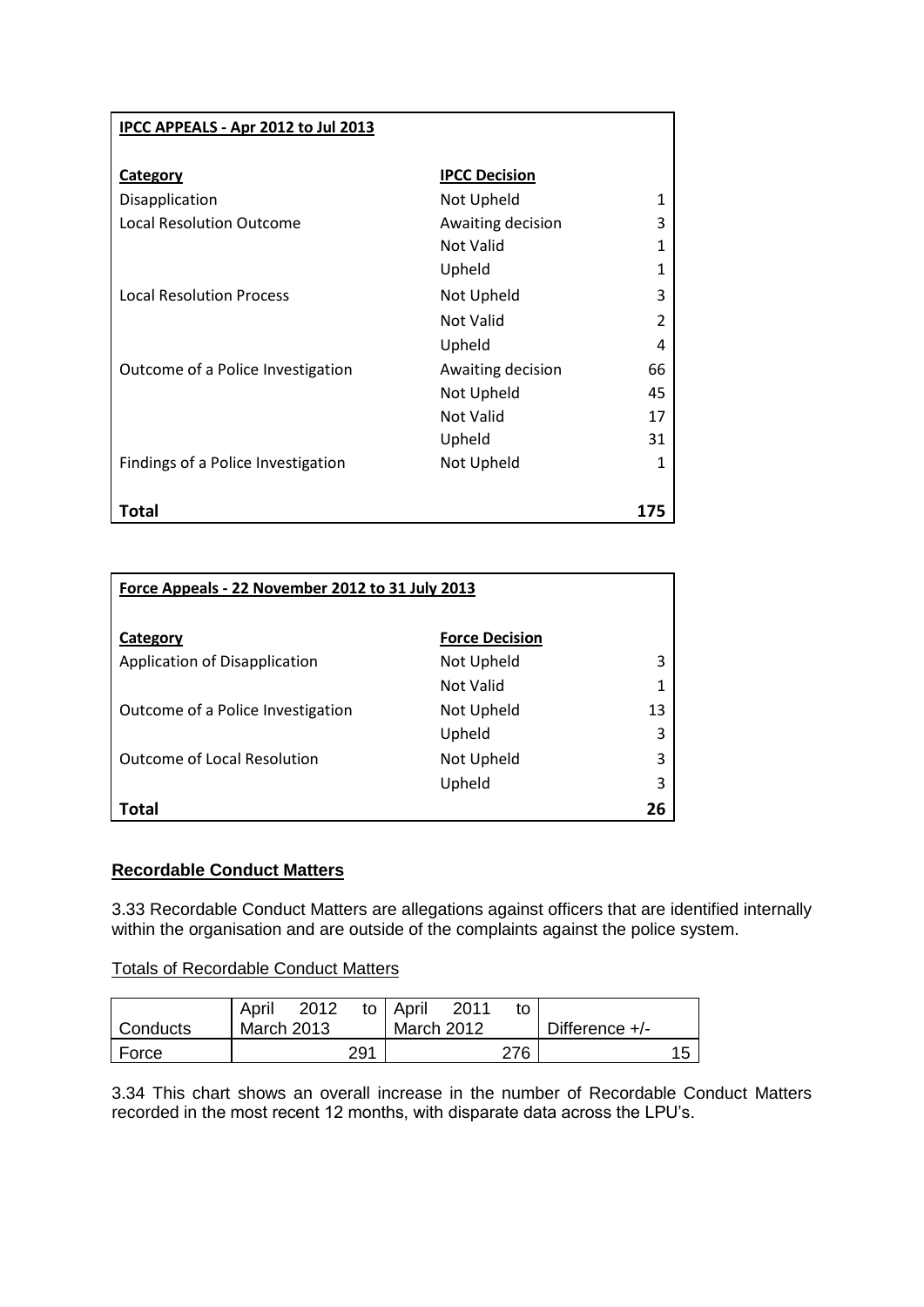| IPCC APPEALS - Apr 2012 to Jul 2013 | | |
|---|---|---|
| **Category** | **IPCC Decision** | |
| Disapplication | Not Upheld | 1 |
| Local Resolution Outcome | Awaiting decision | 3 |
| | Not Valid | 1 |
| | Upheld | 1 |
| Local Resolution Process | Not Upheld | 3 |
| | Not Valid | 2 |
| | Upheld | 4 |
| Outcome of a Police Investigation | Awaiting decision | 66 |
| | Not Upheld | 45 |
| | Not Valid | 17 |
| | Upheld | 31 |
| Findings of a Police Investigation | Not Upheld | 1 |
| **Total** | | **175** |

| Force Appeals - 22 November 2012 to 31 July 2013 | | |
|---|---|---|
| **Category** | **Force Decision** | |
| Application of Disapplication | Not Upheld | 3 |
| | Not Valid | 1 |
| Outcome of a Police Investigation | Not Upheld | 13 |
| | Upheld | 3 |
| Outcome of Local Resolution | Not Upheld | 3 |
| | Upheld | 3 |
| **Total** | | **26** |

## Recordable Conduct Matters

3.33 Recordable Conduct Matters are allegations against officers that are identified internally within the organisation and are outside of the complaints against the police system.

Totals of Recordable Conduct Matters

| Conducts | April 2012 to March 2013 | April 2011 to March 2012 | Difference +/- |
|---|---|---|---|
| Force | 291 | 276 | 15 |

3.34 This chart shows an overall increase in the number of Recordable Conduct Matters recorded in the most recent 12 months, with disparate data across the LPU's.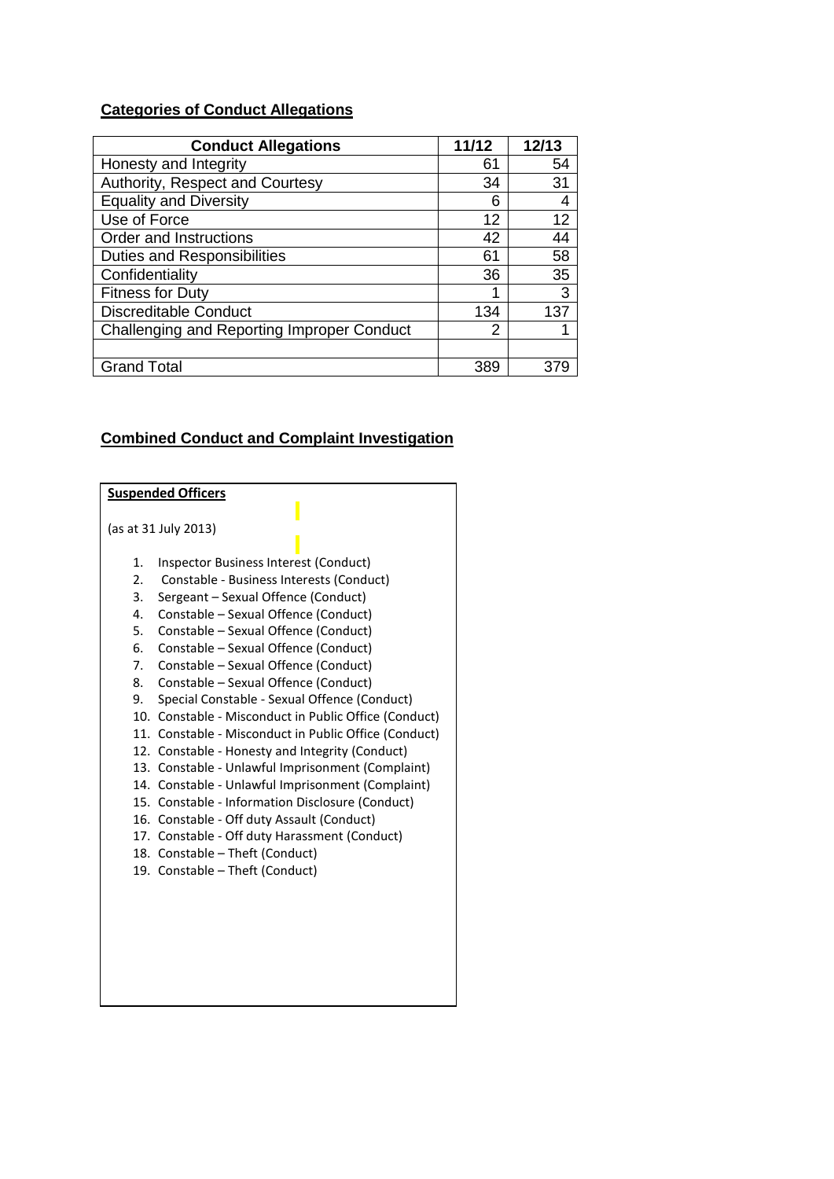## Categories of Conduct Allegations

| Conduct Allegations | 11/12 | 12/13 |
|---|---|---|
| Honesty and Integrity | 61 | 54 |
| Authority, Respect and Courtesy | 34 | 31 |
| Equality and Diversity | 6 | 4 |
| Use of Force | 12 | 12 |
| Order and Instructions | 42 | 44 |
| Duties and Responsibilities | 61 | 58 |
| Confidentiality | 36 | 35 |
| Fitness for Duty | 1 | 3 |
| Discreditable Conduct | 134 | 137 |
| Challenging and Reporting Improper Conduct | 2 | 1 |
| | | |
| Grand Total | 389 | 379 |

## Combined Conduct and Complaint Investigation

**Suspended Officers**

(as at 31 July 2013)

1. Inspector Business Interest (Conduct)
2. Constable - Business Interests (Conduct)
3. Sergeant – Sexual Offence (Conduct)
4. Constable – Sexual Offence (Conduct)
5. Constable – Sexual Offence (Conduct)
6. Constable – Sexual Offence (Conduct)
7. Constable – Sexual Offence (Conduct)
8. Constable – Sexual Offence (Conduct)
9. Special Constable - Sexual Offence (Conduct)
10. Constable - Misconduct in Public Office (Conduct)
11. Constable - Misconduct in Public Office (Conduct)
12. Constable - Honesty and Integrity (Conduct)
13. Constable - Unlawful Imprisonment (Complaint)
14. Constable - Unlawful Imprisonment (Complaint)
15. Constable - Information Disclosure (Conduct)
16. Constable - Off duty Assault (Conduct)
17. Constable - Off duty Harassment (Conduct)
18. Constable – Theft (Conduct)
19. Constable – Theft (Conduct)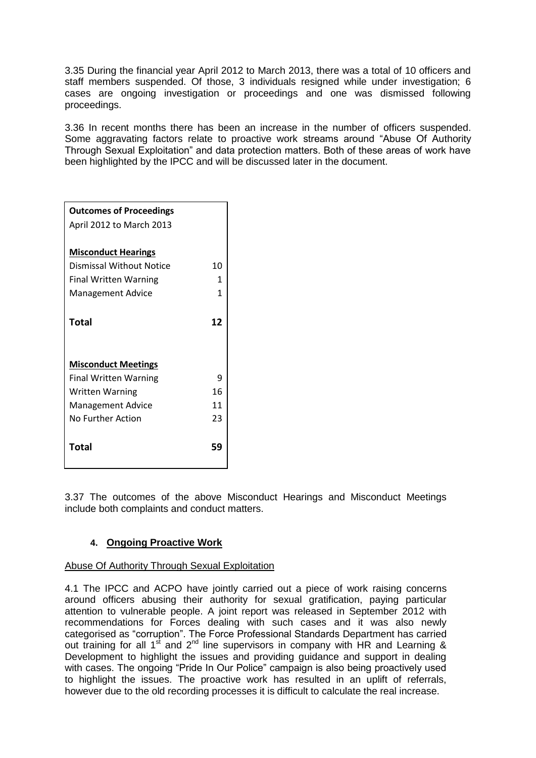3.35 During the financial year April 2012 to March 2013, there was a total of 10 officers and staff members suspended. Of those, 3 individuals resigned while under investigation; 6 cases are ongoing investigation or proceedings and one was dismissed following proceedings.

3.36 In recent months there has been an increase in the number of officers suspended. Some aggravating factors relate to proactive work streams around "Abuse Of Authority Through Sexual Exploitation" and data protection matters. Both of these areas of work have been highlighted by the IPCC and will be discussed later in the document.

| **Outcomes of Proceedings**<br>April 2012 to March 2013 | |
|---|---|
| **Misconduct Hearings** | |
| Dismissal Without Notice | 10 |
| Final Written Warning | 1 |
| Management Advice | 1 |
| **Total** | **12** |
| **Misconduct Meetings** | |
| Final Written Warning | 9 |
| Written Warning | 16 |
| Management Advice | 11 |
| No Further Action | 23 |
| **Total** | **59** |

3.37 The outcomes of the above Misconduct Hearings and Misconduct Meetings include both complaints and conduct matters.

## 4. Ongoing Proactive Work

### Abuse Of Authority Through Sexual Exploitation

4.1 The IPCC and ACPO have jointly carried out a piece of work raising concerns around officers abusing their authority for sexual gratification, paying particular attention to vulnerable people. A joint report was released in September 2012 with recommendations for Forces dealing with such cases and it was also newly categorised as "corruption". The Force Professional Standards Department has carried out training for all 1st and 2nd line supervisors in company with HR and Learning & Development to highlight the issues and providing guidance and support in dealing with cases. The ongoing "Pride In Our Police" campaign is also being proactively used to highlight the issues. The proactive work has resulted in an uplift of referrals, however due to the old recording processes it is difficult to calculate the real increase.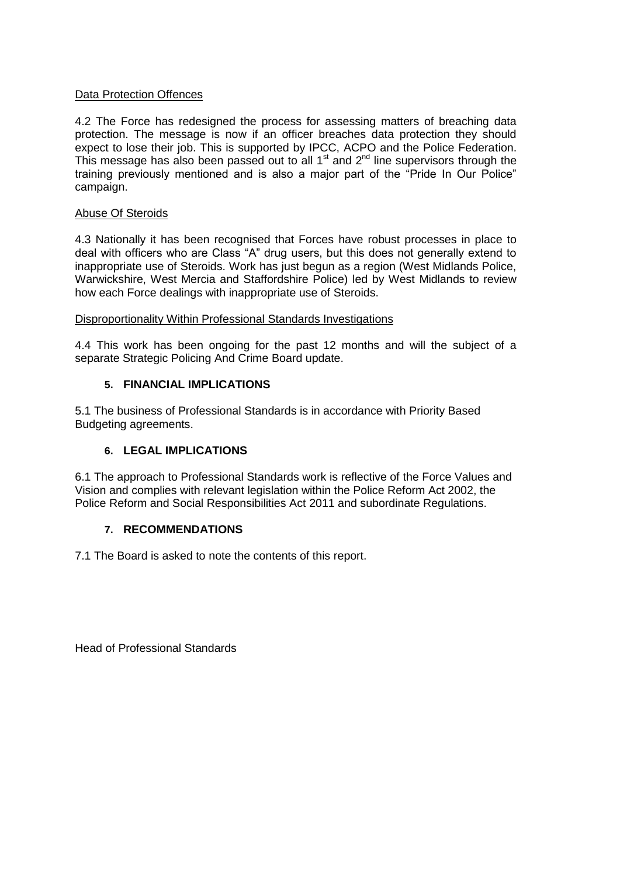Data Protection Offences

4.2 The Force has redesigned the process for assessing matters of breaching data protection. The message is now if an officer breaches data protection they should expect to lose their job. This is supported by IPCC, ACPO and the Police Federation. This message has also been passed out to all 1st and 2nd line supervisors through the training previously mentioned and is also a major part of the "Pride In Our Police" campaign.

Abuse Of Steroids

4.3 Nationally it has been recognised that Forces have robust processes in place to deal with officers who are Class "A" drug users, but this does not generally extend to inappropriate use of Steroids. Work has just begun as a region (West Midlands Police, Warwickshire, West Mercia and Staffordshire Police) led by West Midlands to review how each Force dealings with inappropriate use of Steroids.

Disproportionality Within Professional Standards Investigations

4.4 This work has been ongoing for the past 12 months and will the subject of a separate Strategic Policing And Crime Board update.

## 5. FINANCIAL IMPLICATIONS

5.1 The business of Professional Standards is in accordance with Priority Based Budgeting agreements.

## 6. LEGAL IMPLICATIONS

6.1 The approach to Professional Standards work is reflective of the Force Values and Vision and complies with relevant legislation within the Police Reform Act 2002, the Police Reform and Social Responsibilities Act 2011 and subordinate Regulations.

## 7. RECOMMENDATIONS

7.1 The Board is asked to note the contents of this report.

Head of Professional Standards